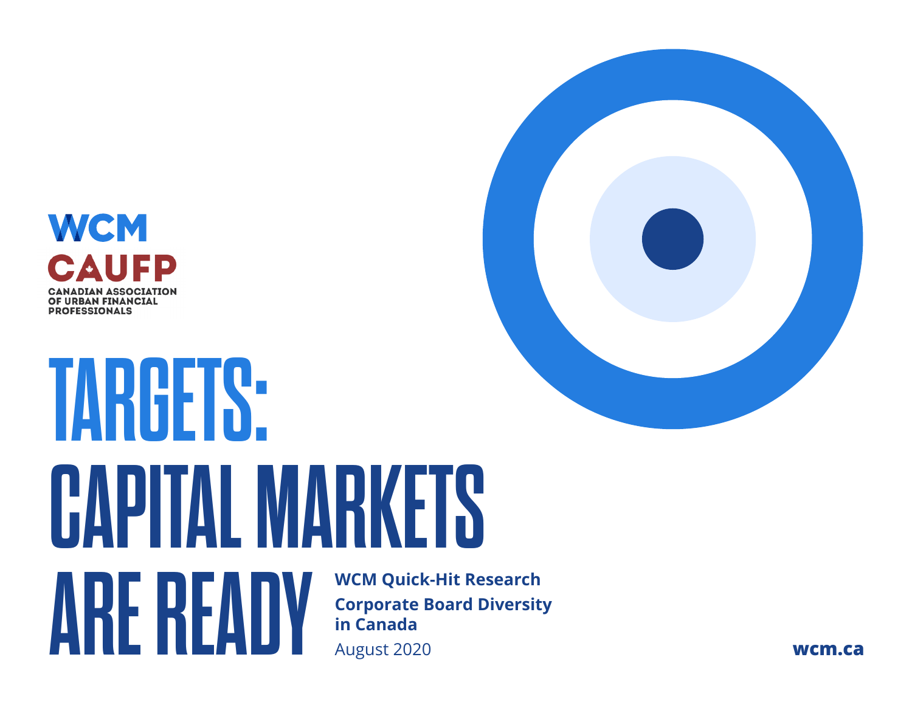WCM

CAUFP

CANADIAN ASSOCIATION OF URBAN FINANCIAL PROFESSIONALS

# TARGETS: CAPITAL MARKETS ARE READY

**WCM Quick-Hit Research**

**Corporate Board Diversity in Canada**

August 2020

**wcm.ca**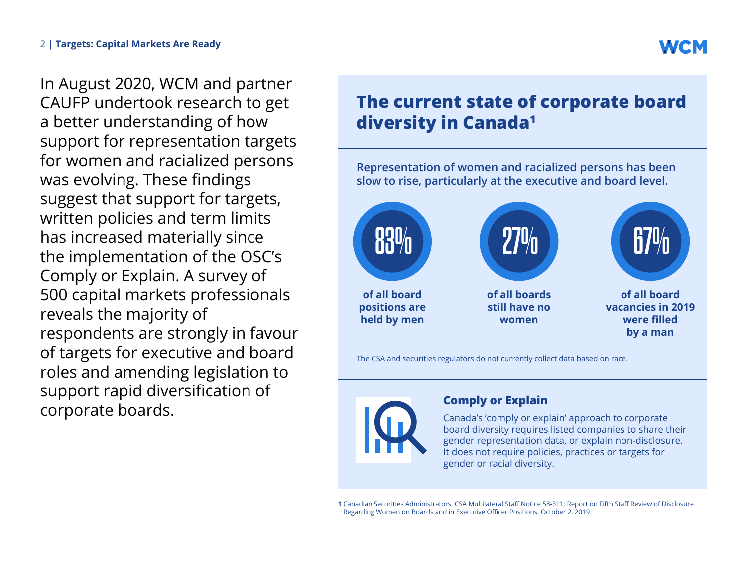In August 2020, WCM and partner CAUFP undertook research to get a better understanding of how support for representation targets for women and racialized persons was evolving. These findings suggest that support for targets, written policies and term limits has increased materially since the implementation of the OSC's Comply or Explain. A survey of 500 capital markets professionals reveals the majority of respondents are strongly in favour of targets for executive and board roles and amending legislation to support rapid diversification of corporate boards.

## The current state of corporate board diversity in Canada[1]

**Representation of women and racialized persons has been slow to rise, particularly at the executive and board level.**

**83%** of all board positions are held by men

**27%** of all boards still have no women

**67%** of all board vacancies in 2019 were filled by a man

The CSA and securities regulators do not currently collect data based on race.

### Comply or Explain

Canada's 'comply or explain' approach to corporate board diversity requires listed companies to share their gender representation data, or explain non-disclosure. It does not require policies, practices or targets for gender or racial diversity.

[1] Canadian Securities Administrators. CSA Multilateral Staff Notice 58-311: Report on Fifth Staff Review of Disclosure Regarding Women on Boards and in Executive Officer Positions. October 2, 2019.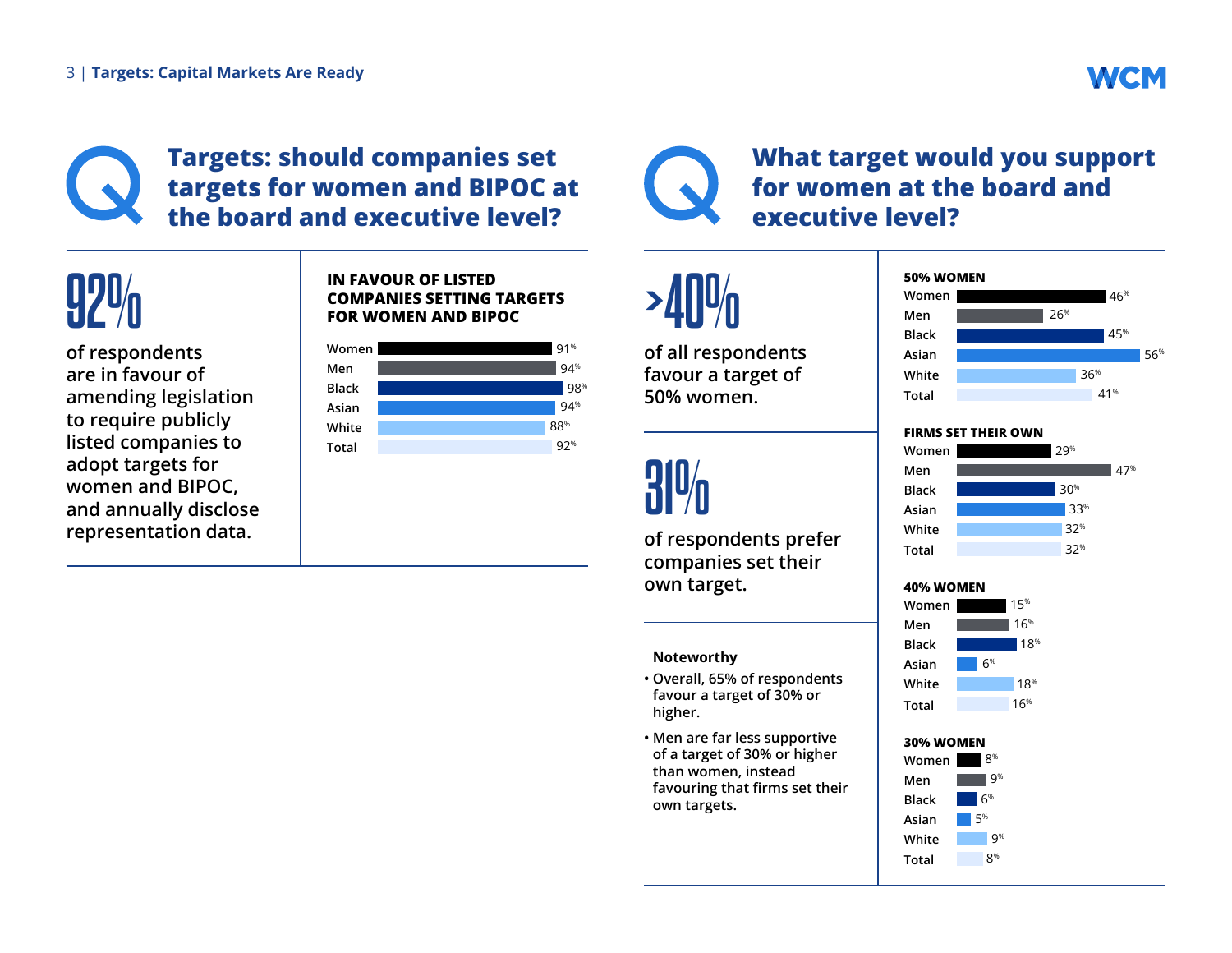## Targets: should companies set targets for women and BIPOC at the board and executive level?

**92%**

of respondents are in favour of amending legislation to require publicly listed companies to adopt targets for women and BIPOC, and annually disclose representation data.

**IN FAVOUR OF LISTED COMPANIES SETTING TARGETS FOR WOMEN AND BIPOC**

| Group | % |
|---|---|
| Women | 91% |
| Men | 94% |
| Black | 98% |
| Asian | 94% |
| White | 88% |
| Total | 92% |

## What target would you support for women at the board and executive level?

**>40%**

of all respondents favour a target of 50% women.

**31%**

of respondents prefer companies set their own target.

**Noteworthy**

- Overall, 65% of respondents favour a target of 30% or higher.
- Men are far less supportive of a target of 30% or higher than women, instead favouring that firms set their own targets.

| Group | 50% Women | Firms Set Their Own | 40% Women | 30% Women |
|---|---|---|---|---|
| Women | 46% | 29% | 15% | 8% |
| Men | 26% | 47% | 16% | 9% |
| Black | 45% | 30% | 18% | 6% |
| Asian | 56% | 33% | 6% | 5% |
| White | 36% | 32% | 18% | 9% |
| Total | 41% | 32% | 16% | 8% |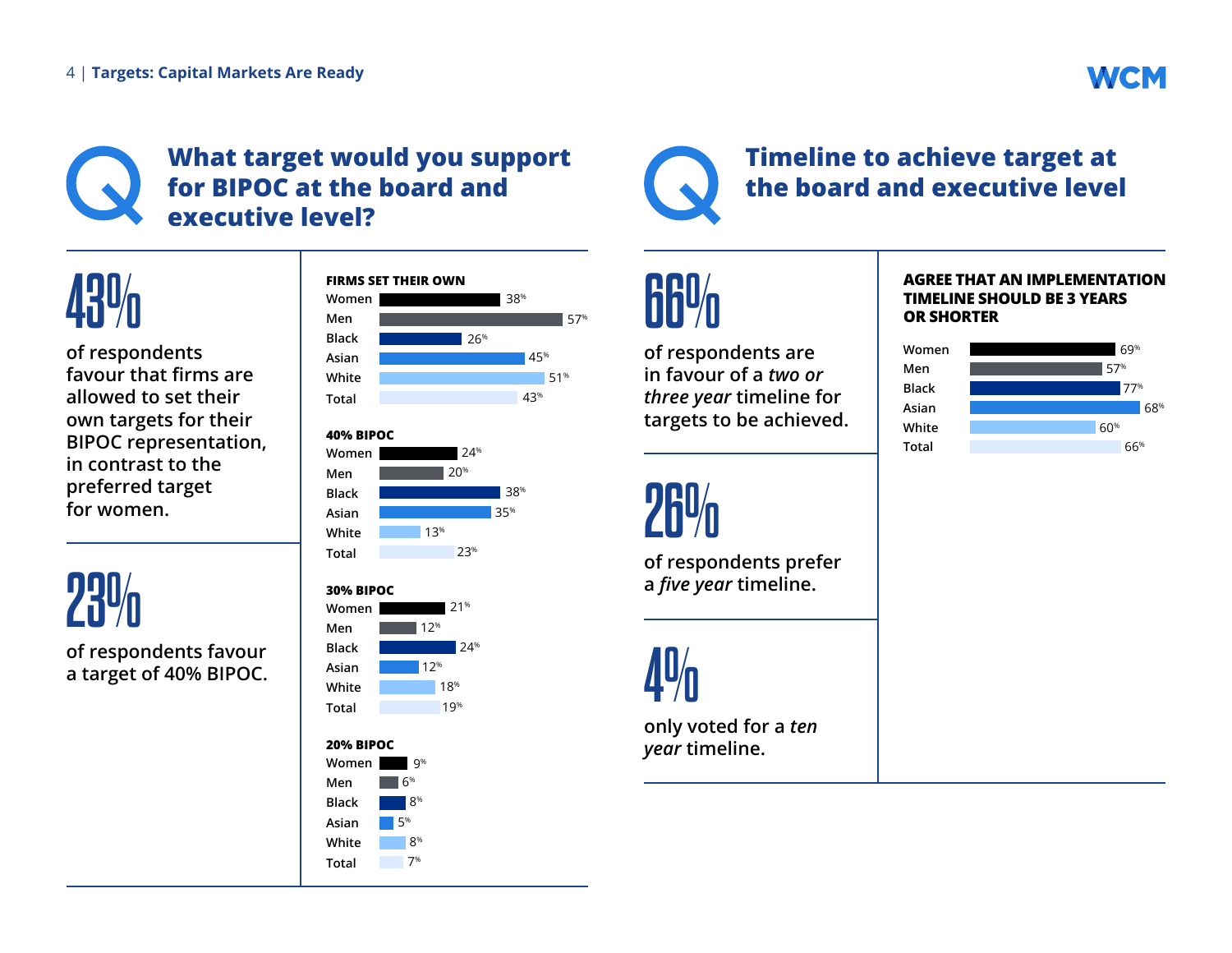## What target would you support for BIPOC at the board and executive level?

**43%**

of respondents favour that firms are allowed to set their own targets for their BIPOC representation, in contrast to the preferred target for women.

**23%**

of respondents favour a target of 40% BIPOC.

| | Firms set their own | 40% BIPOC | 30% BIPOC | 20% BIPOC |
|---|---|---|---|---|
| Women | 38% | 24% | 21% | 9% |
| Men | 57% | 20% | 12% | 6% |
| Black | 26% | 38% | 24% | 8% |
| Asian | 45% | 35% | 12% | 5% |
| White | 51% | 13% | 18% | 8% |
| Total | 43% | 23% | 19% | 7% |

## Timeline to achieve target at the board and executive level

**66%**

of respondents are in favour of a *two or three year* timeline for targets to be achieved.

**26%**

of respondents prefer a *five year* timeline.

**4%**

only voted for a *ten year* timeline.

**AGREE THAT AN IMPLEMENTATION TIMELINE SHOULD BE 3 YEARS OR SHORTER**

| | % |
|---|---|
| Women | 69% |
| Men | 57% |
| Black | 77% |
| Asian | 68% |
| White | 60% |
| Total | 66% |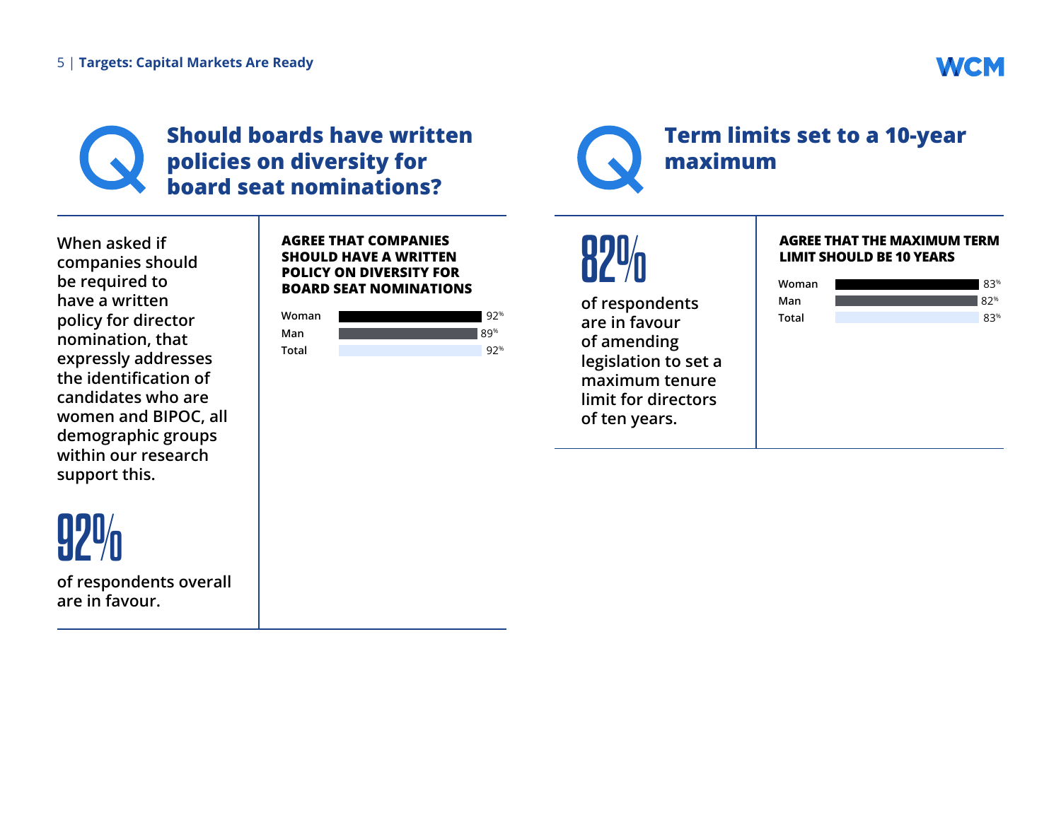## Should boards have written policies on diversity for board seat nominations?

When asked if companies should be required to have a written policy for director nomination, that expressly addresses the identification of candidates who are women and BIPOC, all demographic groups within our research support this.

**92%**

of respondents overall are in favour.

**AGREE THAT COMPANIES SHOULD HAVE A WRITTEN POLICY ON DIVERSITY FOR BOARD SEAT NOMINATIONS**

| Group | % |
|---|---|
| Woman | 92% |
| Man | 89% |
| Total | 92% |

## Term limits set to a 10-year maximum

**82%**

of respondents are in favour of amending legislation to set a maximum tenure limit for directors of ten years.

**AGREE THAT THE MAXIMUM TERM LIMIT SHOULD BE 10 YEARS**

| Group | % |
|---|---|
| Woman | 83% |
| Man | 82% |
| Total | 83% |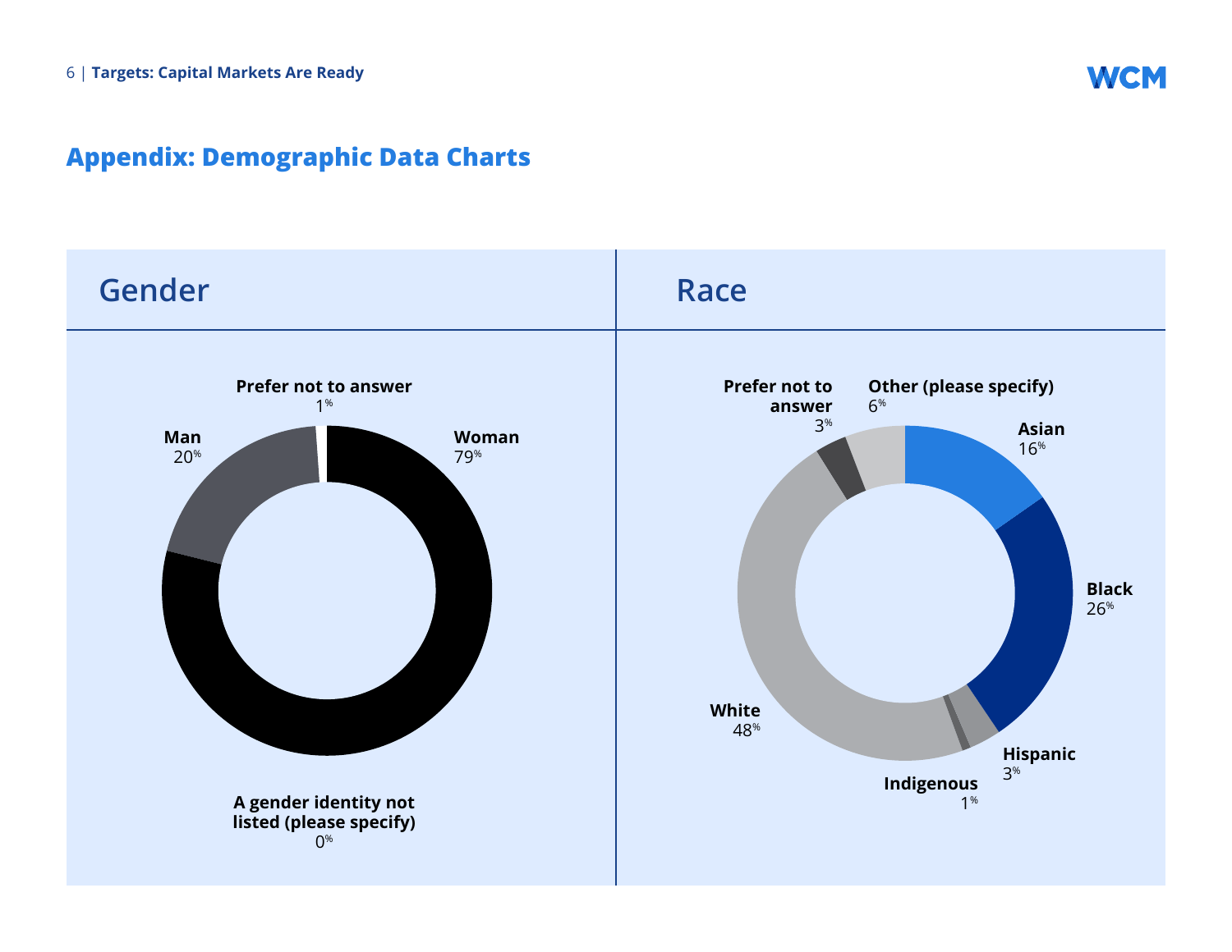## Appendix: Demographic Data Charts

### Gender

Prefer not to answer
1%

Man
20%

Woman
79%

A gender identity not listed (please specify)
0%

### Race

Prefer not to answer
3%

Other (please specify)
6%

Asian
16%

Black
26%

Hispanic
3%

Indigenous
1%

White
48%